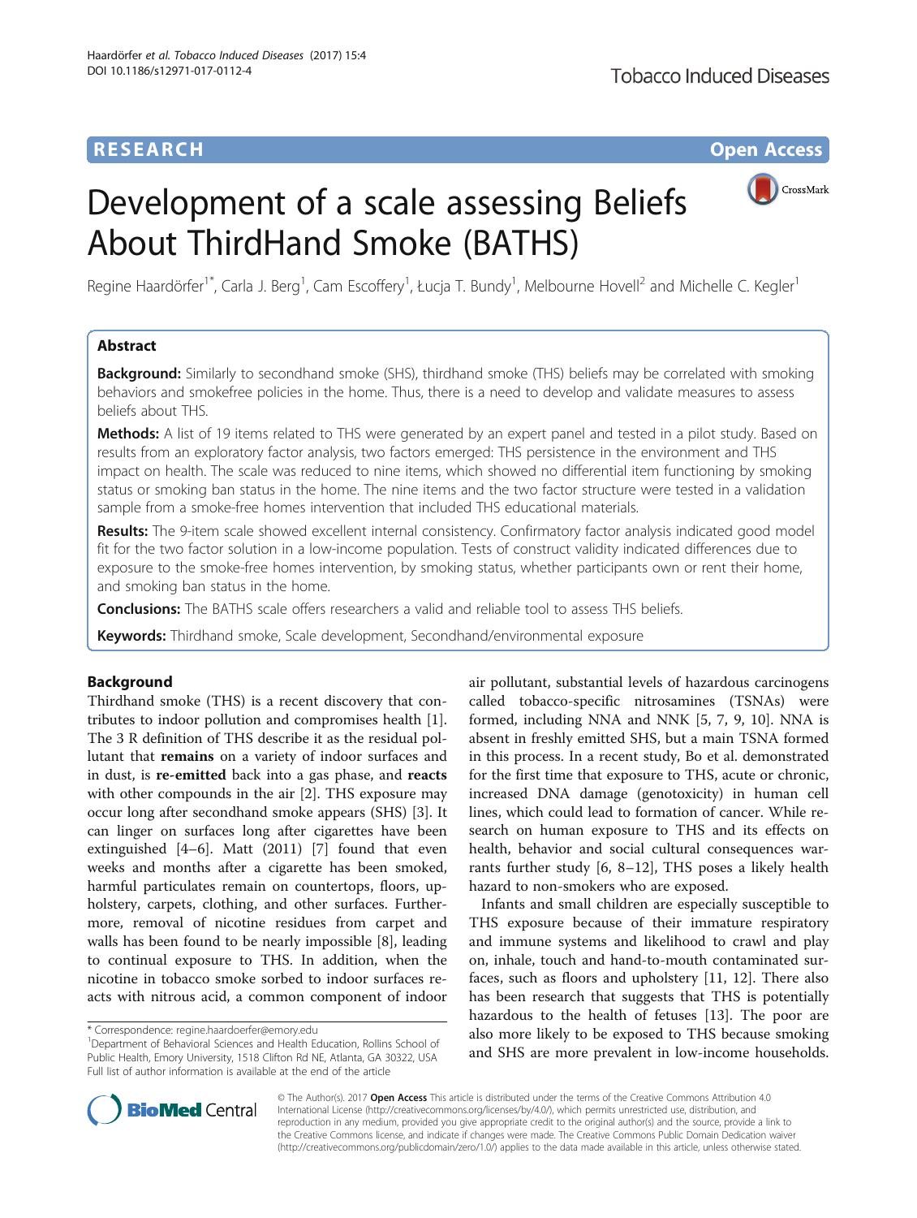RESEARCH Open Access

# Development of a scale assessing Beliefs About ThirdHand Smoke (BATHS)

Regine Haardörfer[1*], Carla J. Berg[1], Cam Escoffery[1], Łucja T. Bundy[1], Melbourne Hovell[2] and Michelle C. Kegler[1]

## Abstract

**Background:** Similarly to secondhand smoke (SHS), thirdhand smoke (THS) beliefs may be correlated with smoking behaviors and smokefree policies in the home. Thus, there is a need to develop and validate measures to assess beliefs about THS.

**Methods:** A list of 19 items related to THS were generated by an expert panel and tested in a pilot study. Based on results from an exploratory factor analysis, two factors emerged: THS persistence in the environment and THS impact on health. The scale was reduced to nine items, which showed no differential item functioning by smoking status or smoking ban status in the home. The nine items and the two factor structure were tested in a validation sample from a smoke-free homes intervention that included THS educational materials.

**Results:** The 9-item scale showed excellent internal consistency. Confirmatory factor analysis indicated good model fit for the two factor solution in a low-income population. Tests of construct validity indicated differences due to exposure to the smoke-free homes intervention, by smoking status, whether participants own or rent their home, and smoking ban status in the home.

**Conclusions:** The BATHS scale offers researchers a valid and reliable tool to assess THS beliefs.

**Keywords:** Thirdhand smoke, Scale development, Secondhand/environmental exposure

## Background

Thirdhand smoke (THS) is a recent discovery that contributes to indoor pollution and compromises health [1]. The 3 R definition of THS describe it as the residual pollutant that **remains** on a variety of indoor surfaces and in dust, is **re-emitted** back into a gas phase, and **reacts** with other compounds in the air [2]. THS exposure may occur long after secondhand smoke appears (SHS) [3]. It can linger on surfaces long after cigarettes have been extinguished [4–6]. Matt (2011) [7] found that even weeks and months after a cigarette has been smoked, harmful particulates remain on countertops, floors, upholstery, carpets, clothing, and other surfaces. Furthermore, removal of nicotine residues from carpet and walls has been found to be nearly impossible [8], leading to continual exposure to THS. In addition, when the nicotine in tobacco smoke sorbed to indoor surfaces reacts with nitrous acid, a common component of indoor air pollutant, substantial levels of hazardous carcinogens called tobacco-specific nitrosamines (TSNAs) were formed, including NNA and NNK [5, 7, 9, 10]. NNA is absent in freshly emitted SHS, but a main TSNA formed in this process. In a recent study, Bo et al. demonstrated for the first time that exposure to THS, acute or chronic, increased DNA damage (genotoxicity) in human cell lines, which could lead to formation of cancer. While research on human exposure to THS and its effects on health, behavior and social cultural consequences warrants further study [6, 8–12], THS poses a likely health hazard to non-smokers who are exposed.

Infants and small children are especially susceptible to THS exposure because of their immature respiratory and immune systems and likelihood to crawl and play on, inhale, touch and hand-to-mouth contaminated surfaces, such as floors and upholstery [11, 12]. There also has been research that suggests that THS is potentially hazardous to the health of fetuses [13]. The poor are also more likely to be exposed to THS because smoking and SHS are more prevalent in low-income households.

* Correspondence: regine.haardoerfer@emory.edu

[1]Department of Behavioral Sciences and Health Education, Rollins School of Public Health, Emory University, 1518 Clifton Rd NE, Atlanta, GA 30322, USA

Full list of author information is available at the end of the article

© The Author(s). 2017 **Open Access** This article is distributed under the terms of the Creative Commons Attribution 4.0 International License (http://creativecommons.org/licenses/by/4.0/), which permits unrestricted use, distribution, and reproduction in any medium, provided you give appropriate credit to the original author(s) and the source, provide a link to the Creative Commons license, and indicate if changes were made. The Creative Commons Public Domain Dedication waiver (http://creativecommons.org/publicdomain/zero/1.0/) applies to the data made available in this article, unless otherwise stated.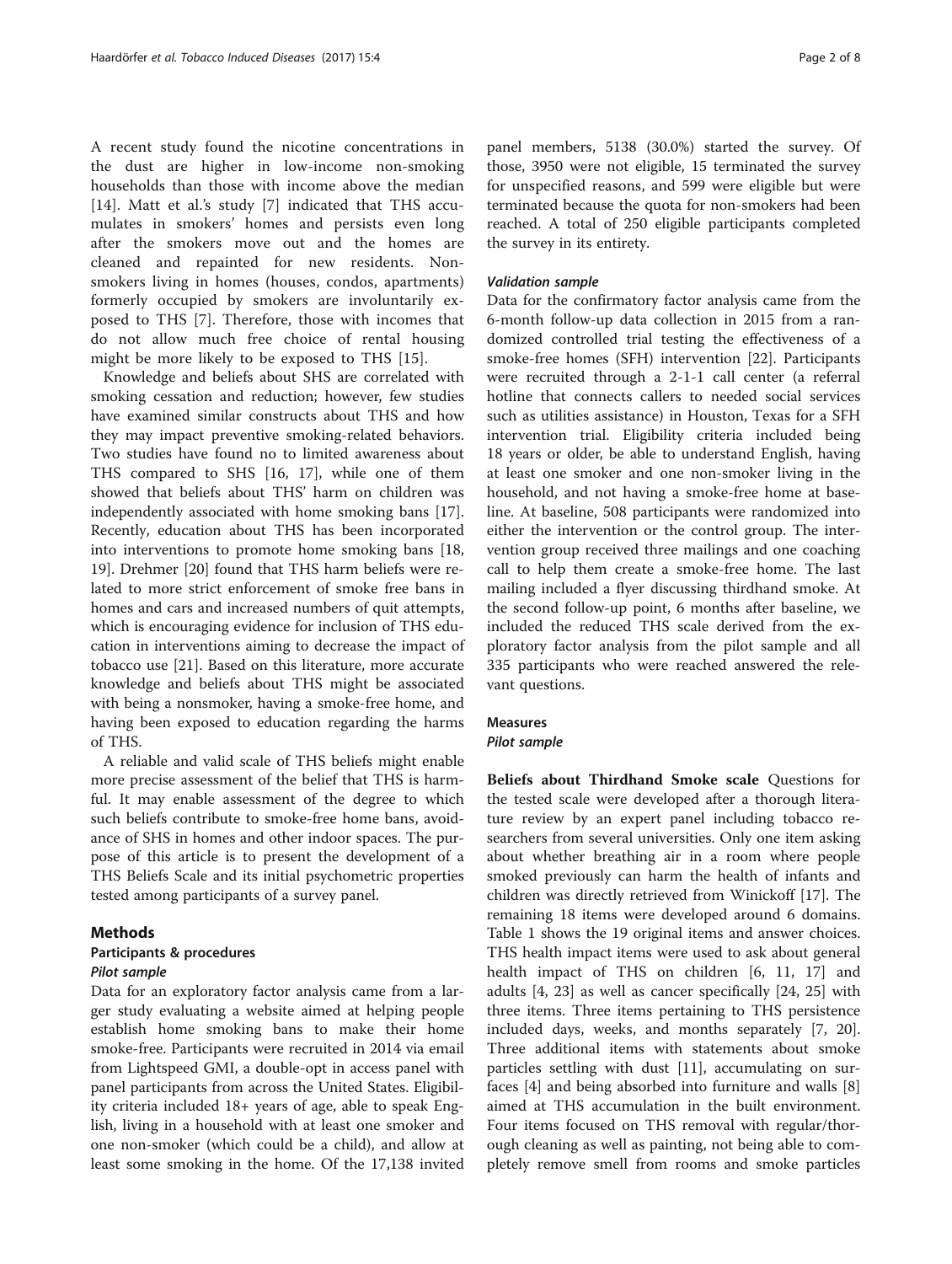A recent study found the nicotine concentrations in the dust are higher in low-income non-smoking households than those with income above the median [14]. Matt et al.'s study [7] indicated that THS accumulates in smokers' homes and persists even long after the smokers move out and the homes are cleaned and repainted for new residents. Non-smokers living in homes (houses, condos, apartments) formerly occupied by smokers are involuntarily exposed to THS [7]. Therefore, those with incomes that do not allow much free choice of rental housing might be more likely to be exposed to THS [15].

Knowledge and beliefs about SHS are correlated with smoking cessation and reduction; however, few studies have examined similar constructs about THS and how they may impact preventive smoking-related behaviors. Two studies have found no to limited awareness about THS compared to SHS [16, 17], while one of them showed that beliefs about THS' harm on children was independently associated with home smoking bans [17]. Recently, education about THS has been incorporated into interventions to promote home smoking bans [18, 19]. Drehmer [20] found that THS harm beliefs were related to more strict enforcement of smoke free bans in homes and cars and increased numbers of quit attempts, which is encouraging evidence for inclusion of THS education in interventions aiming to decrease the impact of tobacco use [21]. Based on this literature, more accurate knowledge and beliefs about THS might be associated with being a nonsmoker, having a smoke-free home, and having been exposed to education regarding the harms of THS.

A reliable and valid scale of THS beliefs might enable more precise assessment of the belief that THS is harmful. It may enable assessment of the degree to which such beliefs contribute to smoke-free home bans, avoidance of SHS in homes and other indoor spaces. The purpose of this article is to present the development of a THS Beliefs Scale and its initial psychometric properties tested among participants of a survey panel.

## Methods

### Participants & procedures

#### *Pilot sample*

Data for an exploratory factor analysis came from a larger study evaluating a website aimed at helping people establish home smoking bans to make their home smoke-free. Participants were recruited in 2014 via email from Lightspeed GMI, a double-opt in access panel with panel participants from across the United States. Eligibility criteria included 18+ years of age, able to speak English, living in a household with at least one smoker and one non-smoker (which could be a child), and allow at least some smoking in the home. Of the 17,138 invited panel members, 5138 (30.0%) started the survey. Of those, 3950 were not eligible, 15 terminated the survey for unspecified reasons, and 599 were eligible but were terminated because the quota for non-smokers had been reached. A total of 250 eligible participants completed the survey in its entirety.

#### *Validation sample*

Data for the confirmatory factor analysis came from the 6-month follow-up data collection in 2015 from a randomized controlled trial testing the effectiveness of a smoke-free homes (SFH) intervention [22]. Participants were recruited through a 2-1-1 call center (a referral hotline that connects callers to needed social services such as utilities assistance) in Houston, Texas for a SFH intervention trial. Eligibility criteria included being 18 years or older, be able to understand English, having at least one smoker and one non-smoker living in the household, and not having a smoke-free home at baseline. At baseline, 508 participants were randomized into either the intervention or the control group. The intervention group received three mailings and one coaching call to help them create a smoke-free home. The last mailing included a flyer discussing thirdhand smoke. At the second follow-up point, 6 months after baseline, we included the reduced THS scale derived from the exploratory factor analysis from the pilot sample and all 335 participants who were reached answered the relevant questions.

### Measures

#### *Pilot sample*

**Beliefs about Thirdhand Smoke scale** Questions for the tested scale were developed after a thorough literature review by an expert panel including tobacco researchers from several universities. Only one item asking about whether breathing air in a room where people smoked previously can harm the health of infants and children was directly retrieved from Winickoff [17]. The remaining 18 items were developed around 6 domains. Table 1 shows the 19 original items and answer choices. THS health impact items were used to ask about general health impact of THS on children [6, 11, 17] and adults [4, 23] as well as cancer specifically [24, 25] with three items. Three items pertaining to THS persistence included days, weeks, and months separately [7, 20]. Three additional items with statements about smoke particles settling with dust [11], accumulating on surfaces [4] and being absorbed into furniture and walls [8] aimed at THS accumulation in the built environment. Four items focused on THS removal with regular/thorough cleaning as well as painting, not being able to completely remove smell from rooms and smoke particles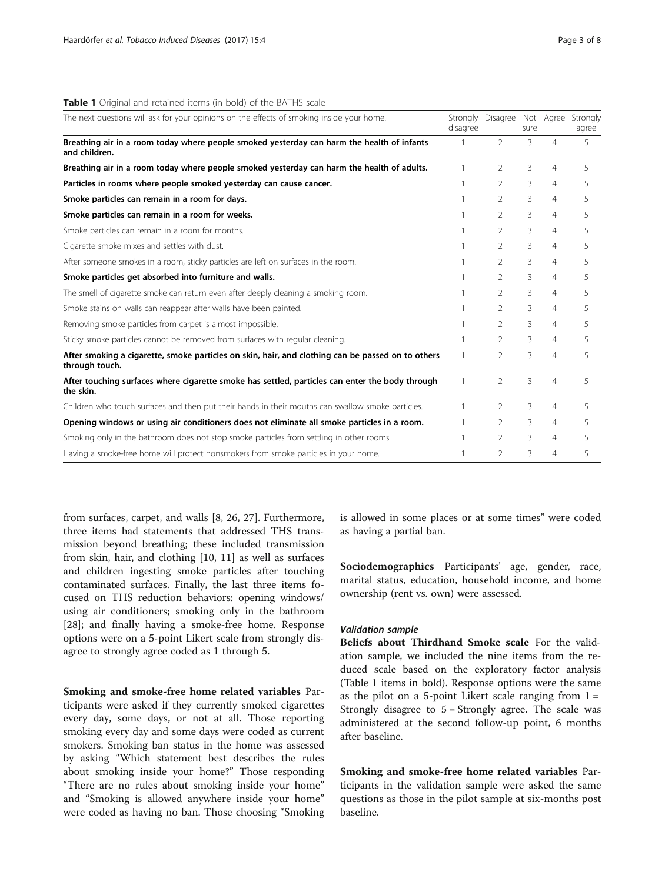**Table 1** Original and retained items (in bold) of the BATHS scale

| The next questions will ask for your opinions on the effects of smoking inside your home. | Strongly disagree | Disagree | Not sure | Agree | Strongly agree |
|---|---|---|---|---|---|
| **Breathing air in a room today where people smoked yesterday can harm the health of infants and children.** | 1 | 2 | 3 | 4 | 5 |
| **Breathing air in a room today where people smoked yesterday can harm the health of adults.** | 1 | 2 | 3 | 4 | 5 |
| **Particles in rooms where people smoked yesterday can cause cancer.** | 1 | 2 | 3 | 4 | 5 |
| **Smoke particles can remain in a room for days.** | 1 | 2 | 3 | 4 | 5 |
| **Smoke particles can remain in a room for weeks.** | 1 | 2 | 3 | 4 | 5 |
| Smoke particles can remain in a room for months. | 1 | 2 | 3 | 4 | 5 |
| Cigarette smoke mixes and settles with dust. | 1 | 2 | 3 | 4 | 5 |
| After someone smokes in a room, sticky particles are left on surfaces in the room. | 1 | 2 | 3 | 4 | 5 |
| **Smoke particles get absorbed into furniture and walls.** | 1 | 2 | 3 | 4 | 5 |
| The smell of cigarette smoke can return even after deeply cleaning a smoking room. | 1 | 2 | 3 | 4 | 5 |
| Smoke stains on walls can reappear after walls have been painted. | 1 | 2 | 3 | 4 | 5 |
| Removing smoke particles from carpet is almost impossible. | 1 | 2 | 3 | 4 | 5 |
| Sticky smoke particles cannot be removed from surfaces with regular cleaning. | 1 | 2 | 3 | 4 | 5 |
| **After smoking a cigarette, smoke particles on skin, hair, and clothing can be passed on to others through touch.** | 1 | 2 | 3 | 4 | 5 |
| **After touching surfaces where cigarette smoke has settled, particles can enter the body through the skin.** | 1 | 2 | 3 | 4 | 5 |
| Children who touch surfaces and then put their hands in their mouths can swallow smoke particles. | 1 | 2 | 3 | 4 | 5 |
| **Opening windows or using air conditioners does not eliminate all smoke particles in a room.** | 1 | 2 | 3 | 4 | 5 |
| Smoking only in the bathroom does not stop smoke particles from settling in other rooms. | 1 | 2 | 3 | 4 | 5 |
| Having a smoke-free home will protect nonsmokers from smoke particles in your home. | 1 | 2 | 3 | 4 | 5 |

from surfaces, carpet, and walls [8, 26, 27]. Furthermore, three items had statements that addressed THS transmission beyond breathing; these included transmission from skin, hair, and clothing [10, 11] as well as surfaces and children ingesting smoke particles after touching contaminated surfaces. Finally, the last three items focused on THS reduction behaviors: opening windows/using air conditioners; smoking only in the bathroom [28]; and finally having a smoke-free home. Response options were on a 5-point Likert scale from strongly disagree to strongly agree coded as 1 through 5.

**Smoking and smoke-free home related variables** Participants were asked if they currently smoked cigarettes every day, some days, or not at all. Those reporting smoking every day and some days were coded as current smokers. Smoking ban status in the home was assessed by asking "Which statement best describes the rules about smoking inside your home?" Those responding "There are no rules about smoking inside your home" and "Smoking is allowed anywhere inside your home" were coded as having no ban. Those choosing "Smoking is allowed in some places or at some times" were coded as having a partial ban.

**Sociodemographics** Participants' age, gender, race, marital status, education, household income, and home ownership (rent vs. own) were assessed.

#### *Validation sample*

**Beliefs about Thirdhand Smoke scale** For the validation sample, we included the nine items from the reduced scale based on the exploratory factor analysis (Table 1 items in bold). Response options were the same as the pilot on a 5-point Likert scale ranging from 1 = Strongly disagree to 5 = Strongly agree. The scale was administered at the second follow-up point, 6 months after baseline.

**Smoking and smoke-free home related variables** Participants in the validation sample were asked the same questions as those in the pilot sample at six-months post baseline.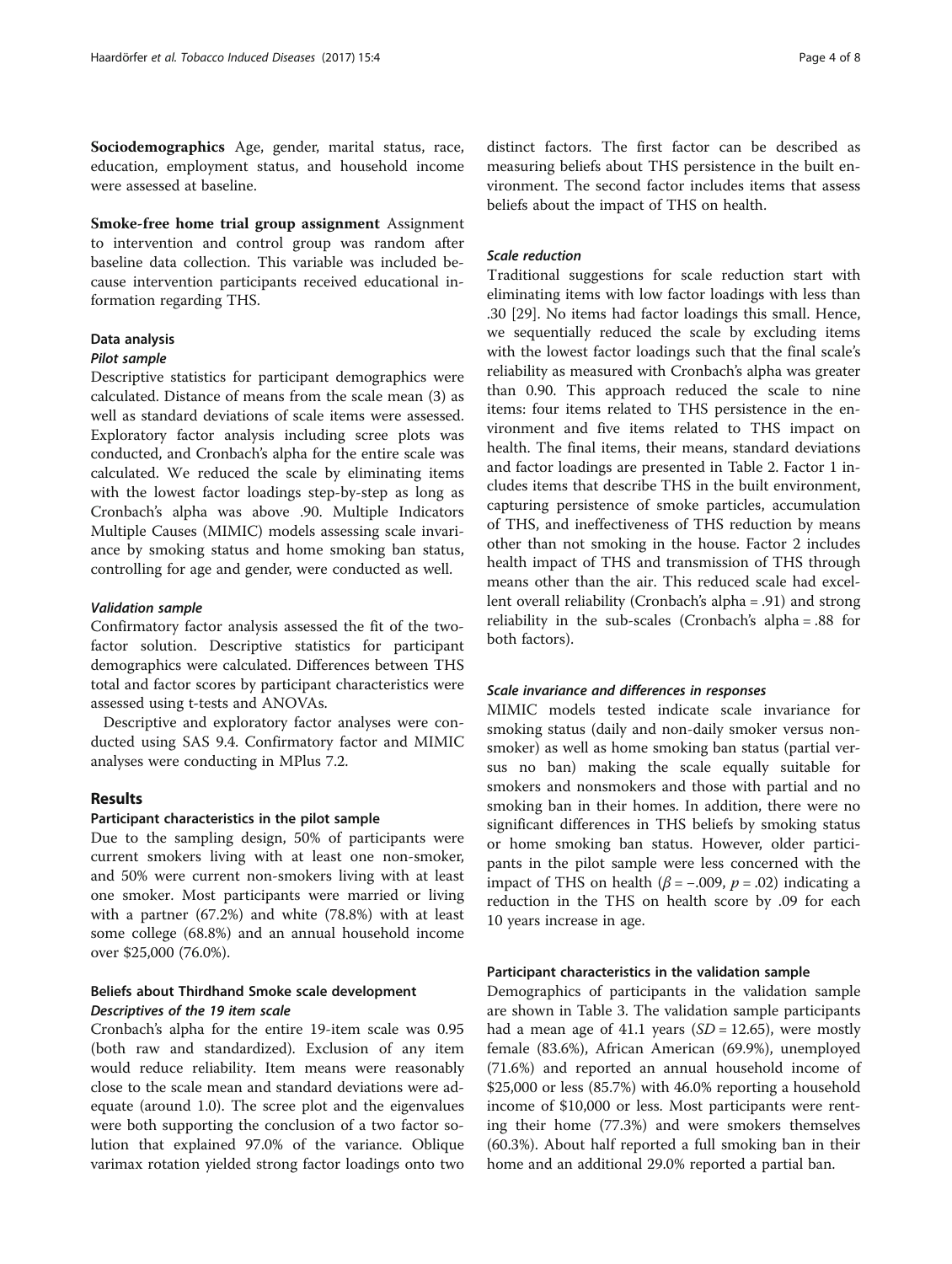**Sociodemographics** Age, gender, marital status, race, education, employment status, and household income were assessed at baseline.

**Smoke-free home trial group assignment** Assignment to intervention and control group was random after baseline data collection. This variable was included because intervention participants received educational information regarding THS.

### Data analysis

#### *Pilot sample*

Descriptive statistics for participant demographics were calculated. Distance of means from the scale mean (3) as well as standard deviations of scale items were assessed. Exploratory factor analysis including scree plots was conducted, and Cronbach's alpha for the entire scale was calculated. We reduced the scale by eliminating items with the lowest factor loadings step-by-step as long as Cronbach's alpha was above .90. Multiple Indicators Multiple Causes (MIMIC) models assessing scale invariance by smoking status and home smoking ban status, controlling for age and gender, were conducted as well.

#### *Validation sample*

Confirmatory factor analysis assessed the fit of the two-factor solution. Descriptive statistics for participant demographics were calculated. Differences between THS total and factor scores by participant characteristics were assessed using t-tests and ANOVAs.

Descriptive and exploratory factor analyses were conducted using SAS 9.4. Confirmatory factor and MIMIC analyses were conducting in MPlus 7.2.

## Results

### Participant characteristics in the pilot sample

Due to the sampling design, 50% of participants were current smokers living with at least one non-smoker, and 50% were current non-smokers living with at least one smoker. Most participants were married or living with a partner (67.2%) and white (78.8%) with at least some college (68.8%) and an annual household income over $25,000 (76.0%).

### Beliefs about Thirdhand Smoke scale development

#### *Descriptives of the 19 item scale*

Cronbach's alpha for the entire 19-item scale was 0.95 (both raw and standardized). Exclusion of any item would reduce reliability. Item means were reasonably close to the scale mean and standard deviations were adequate (around 1.0). The scree plot and the eigenvalues were both supporting the conclusion of a two factor solution that explained 97.0% of the variance. Oblique varimax rotation yielded strong factor loadings onto two distinct factors. The first factor can be described as measuring beliefs about THS persistence in the built environment. The second factor includes items that assess beliefs about the impact of THS on health.

#### *Scale reduction*

Traditional suggestions for scale reduction start with eliminating items with low factor loadings with less than .30 [29]. No items had factor loadings this small. Hence, we sequentially reduced the scale by excluding items with the lowest factor loadings such that the final scale's reliability as measured with Cronbach's alpha was greater than 0.90. This approach reduced the scale to nine items: four items related to THS persistence in the environment and five items related to THS impact on health. The final items, their means, standard deviations and factor loadings are presented in Table 2. Factor 1 includes items that describe THS in the built environment, capturing persistence of smoke particles, accumulation of THS, and ineffectiveness of THS reduction by means other than not smoking in the house. Factor 2 includes health impact of THS and transmission of THS through means other than the air. This reduced scale had excellent overall reliability (Cronbach's alpha = .91) and strong reliability in the sub-scales (Cronbach's alpha = .88 for both factors).

#### *Scale invariance and differences in responses*

MIMIC models tested indicate scale invariance for smoking status (daily and non-daily smoker versus non-smoker) as well as home smoking ban status (partial versus no ban) making the scale equally suitable for smokers and nonsmokers and those with partial and no smoking ban in their homes. In addition, there were no significant differences in THS beliefs by smoking status or home smoking ban status. However, older participants in the pilot sample were less concerned with the impact of THS on health ($\beta = -.009$, $p = .02$) indicating a reduction in the THS on health score by .09 for each 10 years increase in age.

### Participant characteristics in the validation sample

Demographics of participants in the validation sample are shown in Table 3. The validation sample participants had a mean age of 41.1 years ($SD = 12.65$), were mostly female (83.6%), African American (69.9%), unemployed (71.6%) and reported an annual household income of $25,000 or less (85.7%) with 46.0% reporting a household income of $10,000 or less. Most participants were renting their home (77.3%) and were smokers themselves (60.3%). About half reported a full smoking ban in their home and an additional 29.0% reported a partial ban.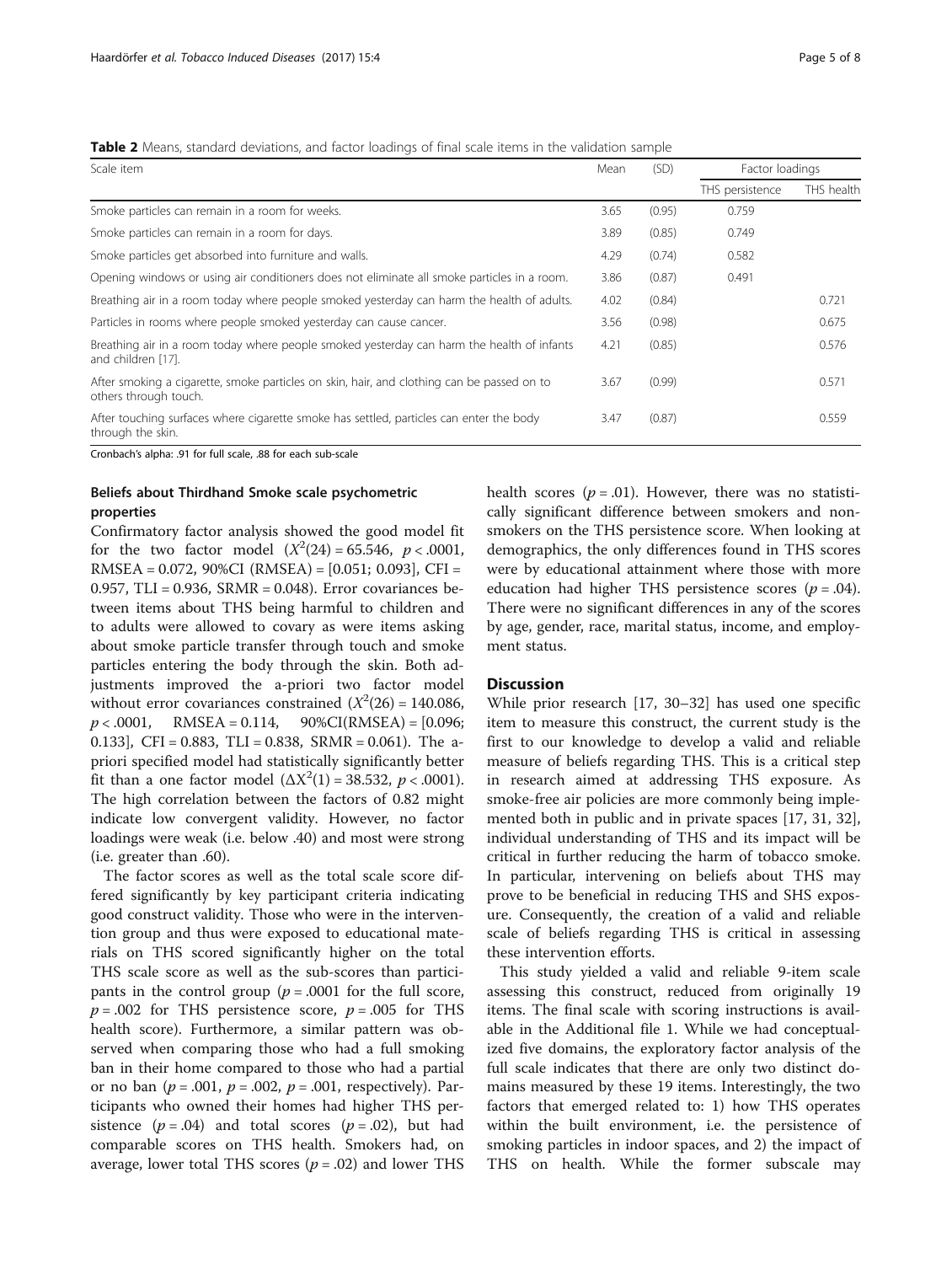**Table 2** Means, standard deviations, and factor loadings of final scale items in the validation sample

| Scale item | Mean | (SD) | Factor loadings | |
|---|---|---|---|---|
| | | | THS persistence | THS health |
| Smoke particles can remain in a room for weeks. | 3.65 | (0.95) | 0.759 | |
| Smoke particles can remain in a room for days. | 3.89 | (0.85) | 0.749 | |
| Smoke particles get absorbed into furniture and walls. | 4.29 | (0.74) | 0.582 | |
| Opening windows or using air conditioners does not eliminate all smoke particles in a room. | 3.86 | (0.87) | 0.491 | |
| Breathing air in a room today where people smoked yesterday can harm the health of adults. | 4.02 | (0.84) | | 0.721 |
| Particles in rooms where people smoked yesterday can cause cancer. | 3.56 | (0.98) | | 0.675 |
| Breathing air in a room today where people smoked yesterday can harm the health of infants and children [17]. | 4.21 | (0.85) | | 0.576 |
| After smoking a cigarette, smoke particles on skin, hair, and clothing can be passed on to others through touch. | 3.67 | (0.99) | | 0.571 |
| After touching surfaces where cigarette smoke has settled, particles can enter the body through the skin. | 3.47 | (0.87) | | 0.559 |

Cronbach's alpha: .91 for full scale, .88 for each sub-scale

### Beliefs about Thirdhand Smoke scale psychometric properties

Confirmatory factor analysis showed the good model fit for the two factor model ($X^2(24) = 65.546$, $p < .0001$, RMSEA = 0.072, 90%CI (RMSEA) = [0.051; 0.093], CFI = 0.957, TLI = 0.936, SRMR = 0.048). Error covariances between items about THS being harmful to children and to adults were allowed to covary as were items asking about smoke particle transfer through touch and smoke particles entering the body through the skin. Both adjustments improved the a-priori two factor model without error covariances constrained ($X^2(26) = 140.086$, $p < .0001$, RMSEA = 0.114, 90%CI(RMSEA) = [0.096; 0.133], CFI = 0.883, TLI = 0.838, SRMR = 0.061). The a-priori specified model had statistically significantly better fit than a one factor model ($\Delta X^2(1) = 38.532$, $p < .0001$). The high correlation between the factors of 0.82 might indicate low convergent validity. However, no factor loadings were weak (i.e. below .40) and most were strong (i.e. greater than .60).

The factor scores as well as the total scale score differed significantly by key participant criteria indicating good construct validity. Those who were in the intervention group and thus were exposed to educational materials on THS scored significantly higher on the total THS scale score as well as the sub-scores than participants in the control group ($p = .0001$ for the full score, $p = .002$ for THS persistence score, $p = .005$ for THS health score). Furthermore, a similar pattern was observed when comparing those who had a full smoking ban in their home compared to those who had a partial or no ban ($p = .001$, $p = .002$, $p = .001$, respectively). Participants who owned their homes had higher THS persistence ($p = .04$) and total scores ($p = .02$), but had comparable scores on THS health. Smokers had, on average, lower total THS scores ($p = .02$) and lower THS health scores ($p = .01$). However, there was no statistically significant difference between smokers and nonsmokers on the THS persistence score. When looking at demographics, the only differences found in THS scores were by educational attainment where those with more education had higher THS persistence scores ($p = .04$). There were no significant differences in any of the scores by age, gender, race, marital status, income, and employment status.

## Discussion

While prior research [17, 30–32] has used one specific item to measure this construct, the current study is the first to our knowledge to develop a valid and reliable measure of beliefs regarding THS. This is a critical step in research aimed at addressing THS exposure. As smoke-free air policies are more commonly being implemented both in public and in private spaces [17, 31, 32], individual understanding of THS and its impact will be critical in further reducing the harm of tobacco smoke. In particular, intervening on beliefs about THS may prove to be beneficial in reducing THS and SHS exposure. Consequently, the creation of a valid and reliable scale of beliefs regarding THS is critical in assessing these intervention efforts.

This study yielded a valid and reliable 9-item scale assessing this construct, reduced from originally 19 items. The final scale with scoring instructions is available in the Additional file 1. While we had conceptualized five domains, the exploratory factor analysis of the full scale indicates that there are only two distinct domains measured by these 19 items. Interestingly, the two factors that emerged related to: 1) how THS operates within the built environment, i.e. the persistence of smoking particles in indoor spaces, and 2) the impact of THS on health. While the former subscale may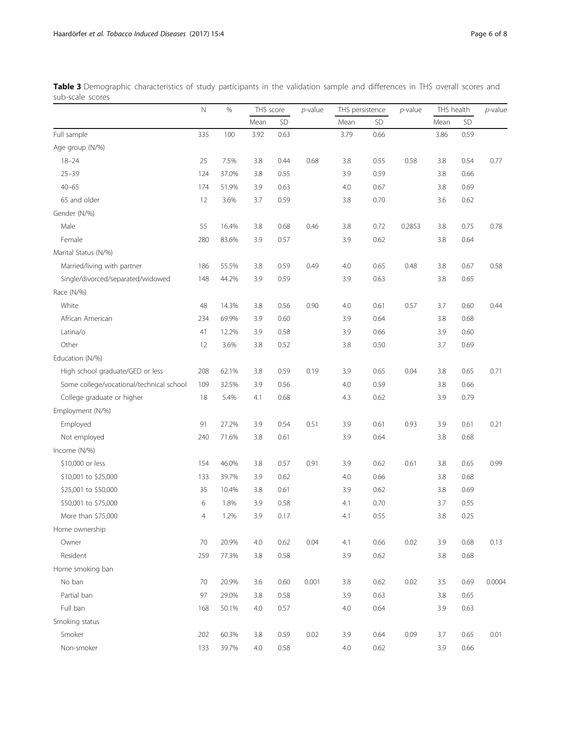**Table 3** Demographic characteristics of study participants in the validation sample and differences in THS overall scores and sub-scale scores

| | N | % | THS score | | *p*-value | THS persistence | | *p*-value | THS health | | *p*-value |
|---|---|---|---|---|---|---|---|---|---|---|---|
| | | | Mean | SD | | Mean | SD | | Mean | SD | |
| Full sample | 335 | 100 | 3.92 | 0.63 | | 3.79 | 0.66 | | 3.86 | 0.59 | |
| Age group (N/%) | | | | | | | | | | | |
| 18–24 | 25 | 7.5% | 3.8 | 0.44 | 0.68 | 3.8 | 0.55 | 0.58 | 3.8 | 0.54 | 0.77 |
| 25–39 | 124 | 37.0% | 3.8 | 0.55 | | 3.9 | 0.59 | | 3.8 | 0.66 | |
| 40–65 | 174 | 51.9% | 3.9 | 0.63 | | 4.0 | 0.67 | | 3.8 | 0.69 | |
| 65 and older | 12 | 3.6% | 3.7 | 0.59 | | 3.8 | 0.70 | | 3.6 | 0.62 | |
| Gender (N/%) | | | | | | | | | | | |
| Male | 55 | 16.4% | 3.8 | 0.68 | 0.46 | 3.8 | 0.72 | 0.2853 | 3.8 | 0.75 | 0.78 |
| Female | 280 | 83.6% | 3.9 | 0.57 | | 3.9 | 0.62 | | 3.8 | 0.64 | |
| Marital Status (N/%) | | | | | | | | | | | |
| Married/living with partner | 186 | 55.5% | 3.8 | 0.59 | 0.49 | 4.0 | 0.65 | 0.48 | 3.8 | 0.67 | 0.58 |
| Single/divorced/separated/widowed | 148 | 44.2% | 3.9 | 0.59 | | 3.9 | 0.63 | | 3.8 | 0.65 | |
| Race (N/%) | | | | | | | | | | | |
| White | 48 | 14.3% | 3.8 | 0.56 | 0.90 | 4.0 | 0.61 | 0.57 | 3.7 | 0.60 | 0.44 |
| African American | 234 | 69.9% | 3.9 | 0.60 | | 3.9 | 0.64 | | 3.8 | 0.68 | |
| Latina/o | 41 | 12.2% | 3.9 | 0.58 | | 3.9 | 0.66 | | 3.9 | 0.60 | |
| Other | 12 | 3.6% | 3.8 | 0.52 | | 3.8 | 0.50 | | 3.7 | 0.69 | |
| Education (N/%) | | | | | | | | | | | |
| High school graduate/GED or less | 208 | 62.1% | 3.8 | 0.59 | 0.19 | 3.9 | 0.65 | 0.04 | 3.8 | 0.65 | 0.71 |
| Some college/vocational/technical school | 109 | 32.5% | 3.9 | 0.56 | | 4.0 | 0.59 | | 3.8 | 0.66 | |
| College graduate or higher | 18 | 5.4% | 4.1 | 0.68 | | 4.3 | 0.62 | | 3.9 | 0.79 | |
| Employment (N/%) | | | | | | | | | | | |
| Employed | 91 | 27.2% | 3.9 | 0.54 | 0.51 | 3.9 | 0.61 | 0.93 | 3.9 | 0.61 | 0.21 |
| Not employed | 240 | 71.6% | 3.8 | 0.61 | | 3.9 | 0.64 | | 3.8 | 0.68 | |
| Income (N/%) | | | | | | | | | | | |
| $10,000 or less | 154 | 46.0% | 3.8 | 0.57 | 0.91 | 3.9 | 0.62 | 0.61 | 3.8 | 0.65 | 0.99 |
| $10,001 to $25,000 | 133 | 39.7% | 3.9 | 0.62 | | 4.0 | 0.66 | | 3.8 | 0.68 | |
| $25,001 to $50,000 | 35 | 10.4% | 3.8 | 0.61 | | 3.9 | 0.62 | | 3.8 | 0.69 | |
| $50,001 to $75,000 | 6 | 1.8% | 3.9 | 0.58 | | 4.1 | 0.70 | | 3.7 | 0.55 | |
| More than $75,000 | 4 | 1.2% | 3.9 | 0.17 | | 4.1 | 0.55 | | 3.8 | 0.25 | |
| Home ownership | | | | | | | | | | | |
| Owner | 70 | 20.9% | 4.0 | 0.62 | 0.04 | 4.1 | 0.66 | 0.02 | 3.9 | 0.68 | 0.13 |
| Resident | 259 | 77.3% | 3.8 | 0.58 | | 3.9 | 0.62 | | 3.8 | 0.68 | |
| Home smoking ban | | | | | | | | | | | |
| No ban | 70 | 20.9% | 3.6 | 0.60 | 0.001 | 3.8 | 0.62 | 0.02 | 3.5 | 0.69 | 0.0004 |
| Partial ban | 97 | 29.0% | 3.8 | 0.58 | | 3.9 | 0.63 | | 3.8 | 0.65 | |
| Full ban | 168 | 50.1% | 4.0 | 0.57 | | 4.0 | 0.64 | | 3.9 | 0.63 | |
| Smoking status | | | | | | | | | | | |
| Smoker | 202 | 60.3% | 3.8 | 0.59 | 0.02 | 3.9 | 0.64 | 0.09 | 3.7 | 0.65 | 0.01 |
| Non-smoker | 133 | 39.7% | 4.0 | 0.58 | | 4.0 | 0.62 | | 3.9 | 0.66 | |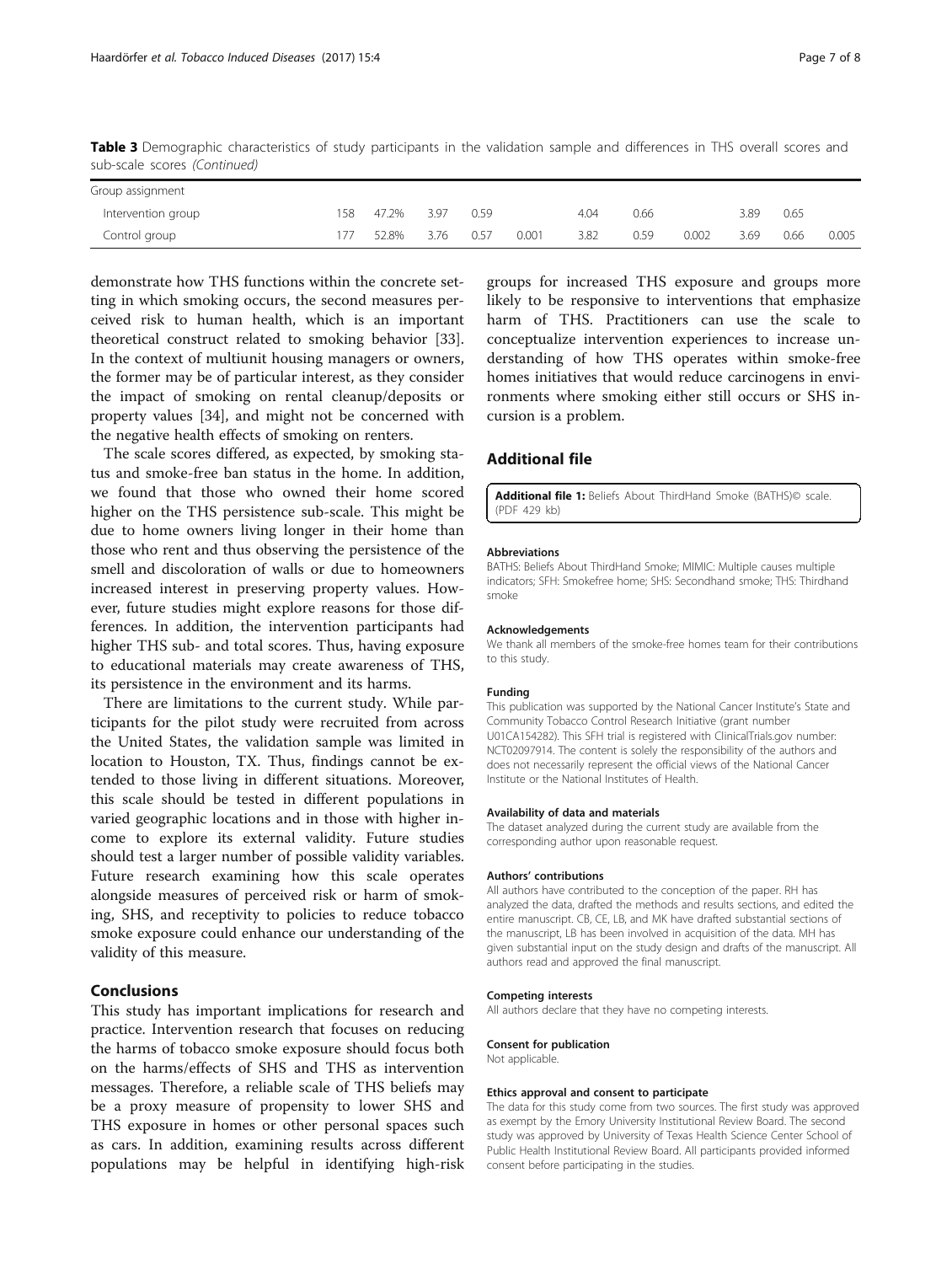**Table 3** Demographic characteristics of study participants in the validation sample and differences in THS overall scores and sub-scale scores *(Continued)*

| | | | | | | | | | | | |
|---|---|---|---|---|---|---|---|---|---|---|---|
| Group assignment | | | | | | | | | | | |
| Intervention group | 158 | 47.2% | 3.97 | 0.59 | | 4.04 | 0.66 | | 3.89 | 0.65 | |
| Control group | 177 | 52.8% | 3.76 | 0.57 | 0.001 | 3.82 | 0.59 | 0.002 | 3.69 | 0.66 | 0.005 |

demonstrate how THS functions within the concrete setting in which smoking occurs, the second measures perceived risk to human health, which is an important theoretical construct related to smoking behavior [33]. In the context of multiunit housing managers or owners, the former may be of particular interest, as they consider the impact of smoking on rental cleanup/deposits or property values [34], and might not be concerned with the negative health effects of smoking on renters.

The scale scores differed, as expected, by smoking status and smoke-free ban status in the home. In addition, we found that those who owned their home scored higher on the THS persistence sub-scale. This might be due to home owners living longer in their home than those who rent and thus observing the persistence of the smell and discoloration of walls or due to homeowners increased interest in preserving property values. However, future studies might explore reasons for those differences. In addition, the intervention participants had higher THS sub- and total scores. Thus, having exposure to educational materials may create awareness of THS, its persistence in the environment and its harms.

There are limitations to the current study. While participants for the pilot study were recruited from across the United States, the validation sample was limited in location to Houston, TX. Thus, findings cannot be extended to those living in different situations. Moreover, this scale should be tested in different populations in varied geographic locations and in those with higher income to explore its external validity. Future studies should test a larger number of possible validity variables. Future research examining how this scale operates alongside measures of perceived risk or harm of smoking, SHS, and receptivity to policies to reduce tobacco smoke exposure could enhance our understanding of the validity of this measure.

## Conclusions

This study has important implications for research and practice. Intervention research that focuses on reducing the harms of tobacco smoke exposure should focus both on the harms/effects of SHS and THS as intervention messages. Therefore, a reliable scale of THS beliefs may be a proxy measure of propensity to lower SHS and THS exposure in homes or other personal spaces such as cars. In addition, examining results across different populations may be helpful in identifying high-risk groups for increased THS exposure and groups more likely to be responsive to interventions that emphasize harm of THS. Practitioners can use the scale to conceptualize intervention experiences to increase understanding of how THS operates within smoke-free homes initiatives that would reduce carcinogens in environments where smoking either still occurs or SHS incursion is a problem.

## Additional file

**Additional file 1:** Beliefs About ThirdHand Smoke (BATHS)© scale. (PDF 429 kb)

#### Abbreviations

BATHS: Beliefs About ThirdHand Smoke; MIMIC: Multiple causes multiple indicators; SFH: Smokefree home; SHS: Secondhand smoke; THS: Thirdhand smoke

#### Acknowledgements

We thank all members of the smoke-free homes team for their contributions to this study.

#### Funding

This publication was supported by the National Cancer Institute's State and Community Tobacco Control Research Initiative (grant number U01CA154282). This SFH trial is registered with ClinicalTrials.gov number: NCT02097914. The content is solely the responsibility of the authors and does not necessarily represent the official views of the National Cancer Institute or the National Institutes of Health.

#### Availability of data and materials

The dataset analyzed during the current study are available from the corresponding author upon reasonable request.

#### Authors' contributions

All authors have contributed to the conception of the paper. RH has analyzed the data, drafted the methods and results sections, and edited the entire manuscript. CB, CE, LB, and MK have drafted substantial sections of the manuscript, LB has been involved in acquisition of the data. MH has given substantial input on the study design and drafts of the manuscript. All authors read and approved the final manuscript.

#### Competing interests

All authors declare that they have no competing interests.

#### Consent for publication

Not applicable.

#### Ethics approval and consent to participate

The data for this study come from two sources. The first study was approved as exempt by the Emory University Institutional Review Board. The second study was approved by University of Texas Health Science Center School of Public Health Institutional Review Board. All participants provided informed consent before participating in the studies.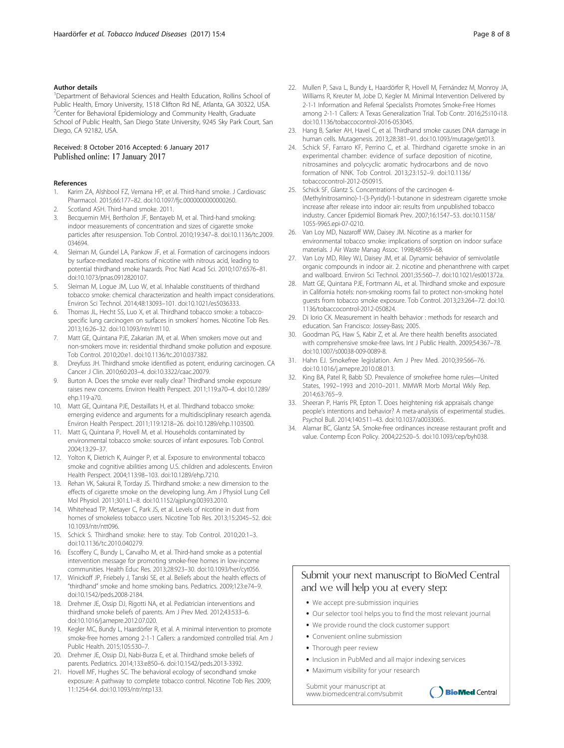#### Author details

[1]Department of Behavioral Sciences and Health Education, Rollins School of Public Health, Emory University, 1518 Clifton Rd NE, Atlanta, GA 30322, USA. [2]Center for Behavioral Epidemiology and Community Health, Graduate School of Public Health, San Diego State University, 9245 Sky Park Court, San Diego, CA 92182, USA.

Received: 8 October 2016 Accepted: 6 January 2017
Published online: 17 January 2017

#### References

1. Karim ZA, Alshbool FZ, Vemana HP, et al. Third-hand smoke. J Cardiovasc Pharmacol. 2015;66:177–82. doi:10.1097/fjc.0000000000000260.
2. Scotland ASH. Third-hand smoke. 2011.
3. Becquemin MH, Bertholon JF, Bentayeb M, et al. Third-hand smoking: indoor measurements of concentration and sizes of cigarette smoke particles after resuspension. Tob Control. 2010;19:347–8. doi:10.1136/tc.2009.034694.
4. Sleiman M, Gundel LA, Pankow JF, et al. Formation of carcinogens indoors by surface-mediated reactions of nicotine with nitrous acid, leading to potential thirdhand smoke hazards. Proc Natl Acad Sci. 2010;107:6576–81. doi:10.1073/pnas.0912820107.
5. Sleiman M, Logue JM, Luo W, et al. Inhalable constituents of thirdhand tobacco smoke: chemical characterization and health impact considerations. Environ Sci Technol. 2014;48:13093–101. doi:10.1021/es5036333.
6. Thomas JL, Hecht SS, Luo X, et al. Thirdhand tobacco smoke: a tobacco-specific lung carcinogen on surfaces in smokers' homes. Nicotine Tob Res. 2013;16:26–32. doi:10.1093/ntr/ntt110.
7. Matt GE, Quintana PJE, Zakarian JM, et al. When smokers move out and non-smokers move in: residential thirdhand smoke pollution and exposure. Tob Control. 2010;20:e1. doi:10.1136/tc.2010.037382.
8. Dreyfuss JH. Thirdhand smoke identified as potent, enduring carcinogen. CA Cancer J Clin. 2010;60:203–4. doi:10.3322/caac.20079.
9. Burton A. Does the smoke ever really clear? Thirdhand smoke exposure raises new concerns. Environ Health Perspect. 2011;119:a70–4. doi:10.1289/ehp.119-a70.
10. Matt GE, Quintana PJE, Destaillats H, et al. Thirdhand tobacco smoke: emerging evidence and arguments for a multidisciplinary research agenda. Environ Health Perspect. 2011;119:1218–26. doi:10.1289/ehp.1103500.
11. Matt G, Quintana P, Hovell M, et al. Households contaminated by environmental tobacco smoke: sources of infant exposures. Tob Control. 2004;13:29–37.
12. Yolton K, Dietrich K, Auinger P, et al. Exposure to environmental tobacco smoke and cognitive abilities among U.S. children and adolescents. Environ Health Perspect. 2004;113:98–103. doi:10.1289/ehp.7210.
13. Rehan VK, Sakurai R, Torday JS. Thirdhand smoke: a new dimension to the effects of cigarette smoke on the developing lung. Am J Physiol Lung Cell Mol Physiol. 2011;301:L1–8. doi:10.1152/ajplung.00393.2010.
14. Whitehead TP, Metayer C, Park JS, et al. Levels of nicotine in dust from homes of smokeless tobacco users. Nicotine Tob Res. 2013;15:2045–52. doi:10.1093/ntr/ntt096.
15. Schick S. Thirdhand smoke: here to stay. Tob Control. 2010;20:1–3. doi:10.1136/tc.2010.040279.
16. Escoffery C, Bundy L, Carvalho M, et al. Third-hand smoke as a potential intervention message for promoting smoke-free homes in low-income communities. Health Educ Res. 2013;28:923–30. doi:10.1093/her/cyt056.
17. Winickoff JP, Friebely J, Tanski SE, et al. Beliefs about the health effects of "thirdhand" smoke and home smoking bans. Pediatrics. 2009;123:e74–9. doi:10.1542/peds.2008-2184.
18. Drehmer JE, Ossip DJ, Rigotti NA, et al. Pediatrician interventions and thirdhand smoke beliefs of parents. Am J Prev Med. 2012;43:533–6. doi:10.1016/j.amepre.2012.07.020.
19. Kegler MC, Bundy L, Haardörfer R, et al. A minimal intervention to promote smoke-free homes among 2-1-1 Callers: a randomized controlled trial. Am J Public Health. 2015;105:530–7.
20. Drehmer JE, Ossip DJ, Nabi-Burza E, et al. Thirdhand smoke beliefs of parents. Pediatrics. 2014;133:e850–6. doi:10.1542/peds.2013-3392.
21. Hovell MF, Hughes SC. The behavioral ecology of secondhand smoke exposure: A pathway to complete tobacco control. Nicotine Tob Res. 2009; 11:1254-64. doi:10.1093/ntr/ntp133.
22. Mullen P, Sava L, Bundy Ł, Haardörfer R, Hovell M, Fernández M, Monroy JA, Williams R, Kreuter M, Jobe D, Kegler M. Minimal Intervention Delivered by 2-1-1 Information and Referral Specialists Promotes Smoke-Free Homes among 2-1-1 Callers: A Texas Generalization Trial. Tob Contr. 2016;25:i10-i18. doi:10.1136/tobaccocontrol-2016-053045.
23. Hang B, Sarker AH, Havel C, et al. Thirdhand smoke causes DNA damage in human cells. Mutagenesis. 2013;28:381–91. doi:10.1093/mutage/get013.
24. Schick SF, Farraro KF, Perrino C, et al. Thirdhand cigarette smoke in an experimental chamber: evidence of surface deposition of nicotine, nitrosamines and polycyclic aromatic hydrocarbons and de novo formation of NNK. Tob Control. 2013;23:152–9. doi:10.1136/tobaccocontrol-2012-050915.
25. Schick SF, Glantz S. Concentrations of the carcinogen 4-(Methylnitrosamino)-1-(3-Pyridyl)-1-butanone in sidestream cigarette smoke increase after release into indoor air: results from unpublished tobacco industry. Cancer Epidemiol Biomark Prev. 2007;16:1547–53. doi:10.1158/1055-9965.epi-07-0210.
26. Van Loy MD, Nazaroff WW, Daisey JM. Nicotine as a marker for environmental tobacco smoke: implications of sorption on indoor surface materials. J Air Waste Manag Assoc. 1998;48:959–68.
27. Van Loy MD, Riley WJ, Daisey JM, et al. Dynamic behavior of semivolatile organic compounds in indoor air. 2. nicotine and phenanthrene with carpet and wallboard. Environ Sci Technol. 2001;35:560–7. doi:10.1021/es001372a.
28. Matt GE, Quintana PJE, Fortmann AL, et al. Thirdhand smoke and exposure in California hotels: non-smoking rooms fail to protect non-smoking hotel guests from tobacco smoke exposure. Tob Control. 2013;23:264–72. doi:10.1136/tobaccocontrol-2012-050824.
29. Di Iorio CK. Measurement in health behavior : methods for research and education. San Francisco: Jossey-Bass; 2005.
30. Goodman PG, Haw S, Kabir Z, et al. Are there health benefits associated with comprehensive smoke-free laws. Int J Public Health. 2009;54:367–78. doi:10.1007/s00038-009-0089-8.
31. Hahn EJ. Smokefree legislation. Am J Prev Med. 2010;39:S66–76. doi:10.1016/j.amepre.2010.08.013.
32. King BA, Patel R, Babb SD. Prevalence of smokefree home rules—United States, 1992–1993 and 2010–2011. MMWR Morb Mortal Wkly Rep. 2014;63:765–9.
33. Sheeran P, Harris PR, Epton T. Does heightening risk appraisals change people's intentions and behavior? A meta-analysis of experimental studies. Psychol Bull. 2014;140:511–43. doi:10.1037/a0033065.
34. Alamar BC, Glantz SA. Smoke-free ordinances increase restaurant profit and value. Contemp Econ Policy. 2004;22:520–5. doi:10.1093/cep/byh038.

Submit your next manuscript to BioMed Central and we will help you at every step:

- We accept pre-submission inquiries
- Our selector tool helps you to find the most relevant journal
- We provide round the clock customer support
- Convenient online submission
- Thorough peer review
- Inclusion in PubMed and all major indexing services
- Maximum visibility for your research

Submit your manuscript at www.biomedcentral.com/submit

BioMed Central